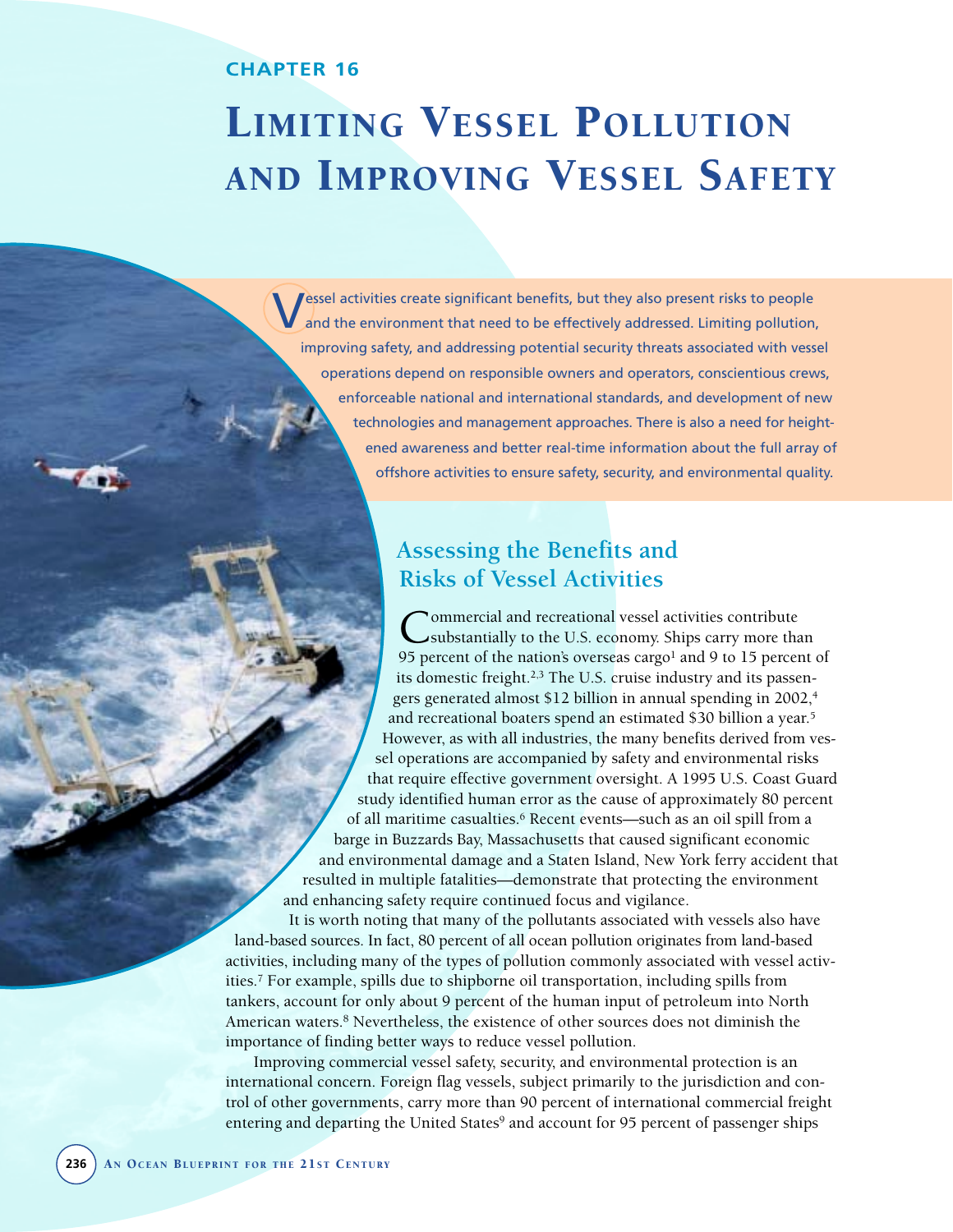CHAPTER 16

# Limiting Vessel Pollution and Improving Vessel Safety

Vessel activities create significant benefits, but they also present risks to people and the environment that need to be effectively addressed. Limiting pollution, improving safety, and addressing potential security threats associated with vessel operations depend on responsible owners and operators, conscientious crews, enforceable national and international standards, and development of new technologies and management approaches. There is also a need for heightened awareness and better real-time information about the full array of offshore activities to ensure safety, security, and environmental quality.

## Assessing the Benefits and Risks of Vessel Activities

Commercial and recreational vessel activities contribute substantially to the U.S. economy. Ships carry more than 95 percent of the nation's overseas cargo[1] and 9 to 15 percent of its domestic freight.[2,3] The U.S. cruise industry and its passengers generated almost $12 billion in annual spending in 2002,[4] and recreational boaters spend an estimated $30 billion a year.[5]

However, as with all industries, the many benefits derived from vessel operations are accompanied by safety and environmental risks that require effective government oversight. A 1995 U.S. Coast Guard study identified human error as the cause of approximately 80 percent of all maritime casualties.[6] Recent events—such as an oil spill from a barge in Buzzards Bay, Massachusetts that caused significant economic and environmental damage and a Staten Island, New York ferry accident that resulted in multiple fatalities—demonstrate that protecting the environment and enhancing safety require continued focus and vigilance.

It is worth noting that many of the pollutants associated with vessels also have land-based sources. In fact, 80 percent of all ocean pollution originates from land-based activities, including many of the types of pollution commonly associated with vessel activities.[7] For example, spills due to shipborne oil transportation, including spills from tankers, account for only about 9 percent of the human input of petroleum into North American waters.[8] Nevertheless, the existence of other sources does not diminish the importance of finding better ways to reduce vessel pollution.

Improving commercial vessel safety, security, and environmental protection is an international concern. Foreign flag vessels, subject primarily to the jurisdiction and control of other governments, carry more than 90 percent of international commercial freight entering and departing the United States[9] and account for 95 percent of passenger ships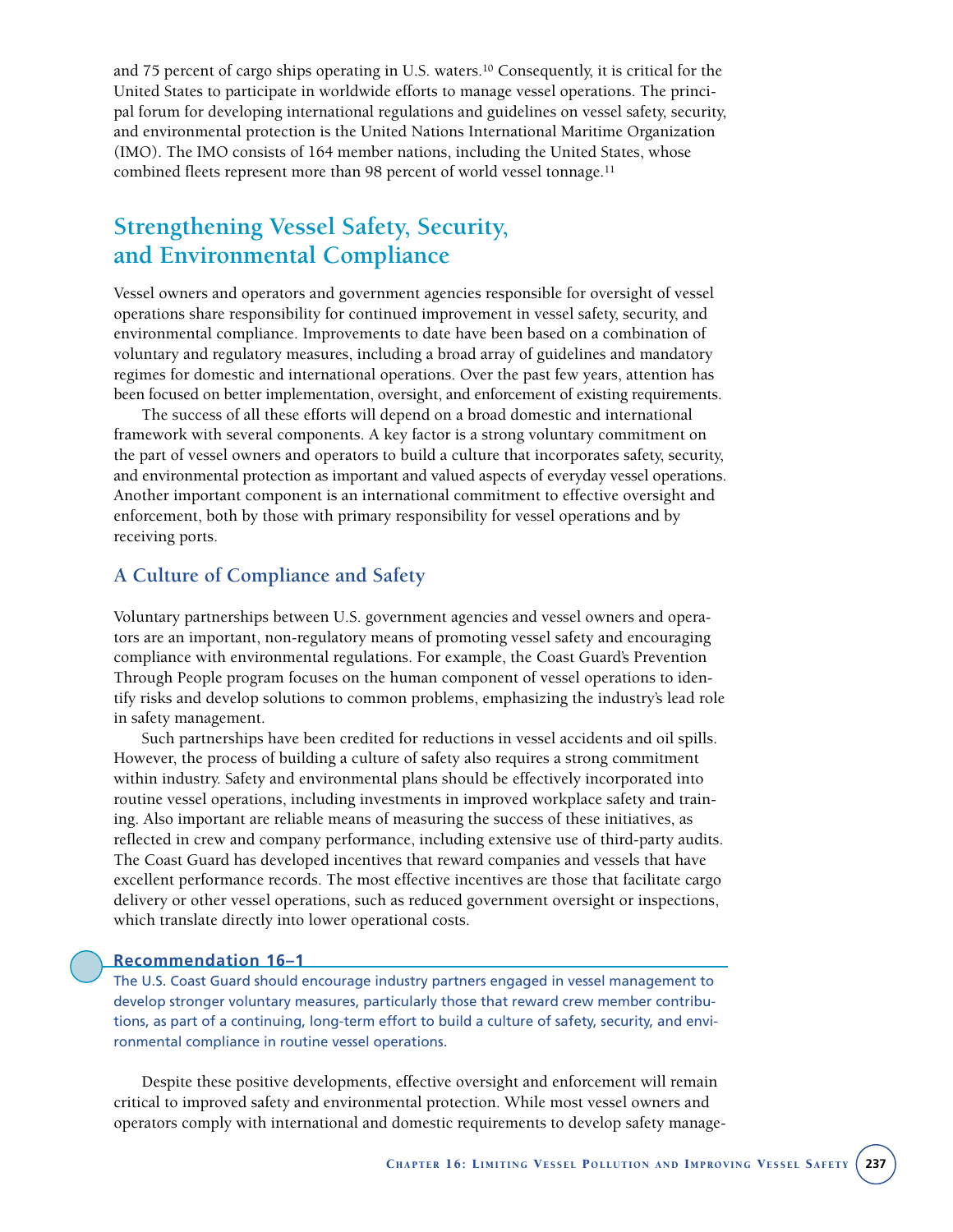and 75 percent of cargo ships operating in U.S. waters.[10] Consequently, it is critical for the United States to participate in worldwide efforts to manage vessel operations. The principal forum for developing international regulations and guidelines on vessel safety, security, and environmental protection is the United Nations International Maritime Organization (IMO). The IMO consists of 164 member nations, including the United States, whose combined fleets represent more than 98 percent of world vessel tonnage.[11]

## Strengthening Vessel Safety, Security, and Environmental Compliance

Vessel owners and operators and government agencies responsible for oversight of vessel operations share responsibility for continued improvement in vessel safety, security, and environmental compliance. Improvements to date have been based on a combination of voluntary and regulatory measures, including a broad array of guidelines and mandatory regimes for domestic and international operations. Over the past few years, attention has been focused on better implementation, oversight, and enforcement of existing requirements.

The success of all these efforts will depend on a broad domestic and international framework with several components. A key factor is a strong voluntary commitment on the part of vessel owners and operators to build a culture that incorporates safety, security, and environmental protection as important and valued aspects of everyday vessel operations. Another important component is an international commitment to effective oversight and enforcement, both by those with primary responsibility for vessel operations and by receiving ports.

### A Culture of Compliance and Safety

Voluntary partnerships between U.S. government agencies and vessel owners and operators are an important, non-regulatory means of promoting vessel safety and encouraging compliance with environmental regulations. For example, the Coast Guard's Prevention Through People program focuses on the human component of vessel operations to identify risks and develop solutions to common problems, emphasizing the industry's lead role in safety management.

Such partnerships have been credited for reductions in vessel accidents and oil spills. However, the process of building a culture of safety also requires a strong commitment within industry. Safety and environmental plans should be effectively incorporated into routine vessel operations, including investments in improved workplace safety and training. Also important are reliable means of measuring the success of these initiatives, as reflected in crew and company performance, including extensive use of third-party audits. The Coast Guard has developed incentives that reward companies and vessels that have excellent performance records. The most effective incentives are those that facilitate cargo delivery or other vessel operations, such as reduced government oversight or inspections, which translate directly into lower operational costs.

**Recommendation 16–1**

The U.S. Coast Guard should encourage industry partners engaged in vessel management to develop stronger voluntary measures, particularly those that reward crew member contributions, as part of a continuing, long-term effort to build a culture of safety, security, and environmental compliance in routine vessel operations.

Despite these positive developments, effective oversight and enforcement will remain critical to improved safety and environmental protection. While most vessel owners and operators comply with international and domestic requirements to develop safety manage-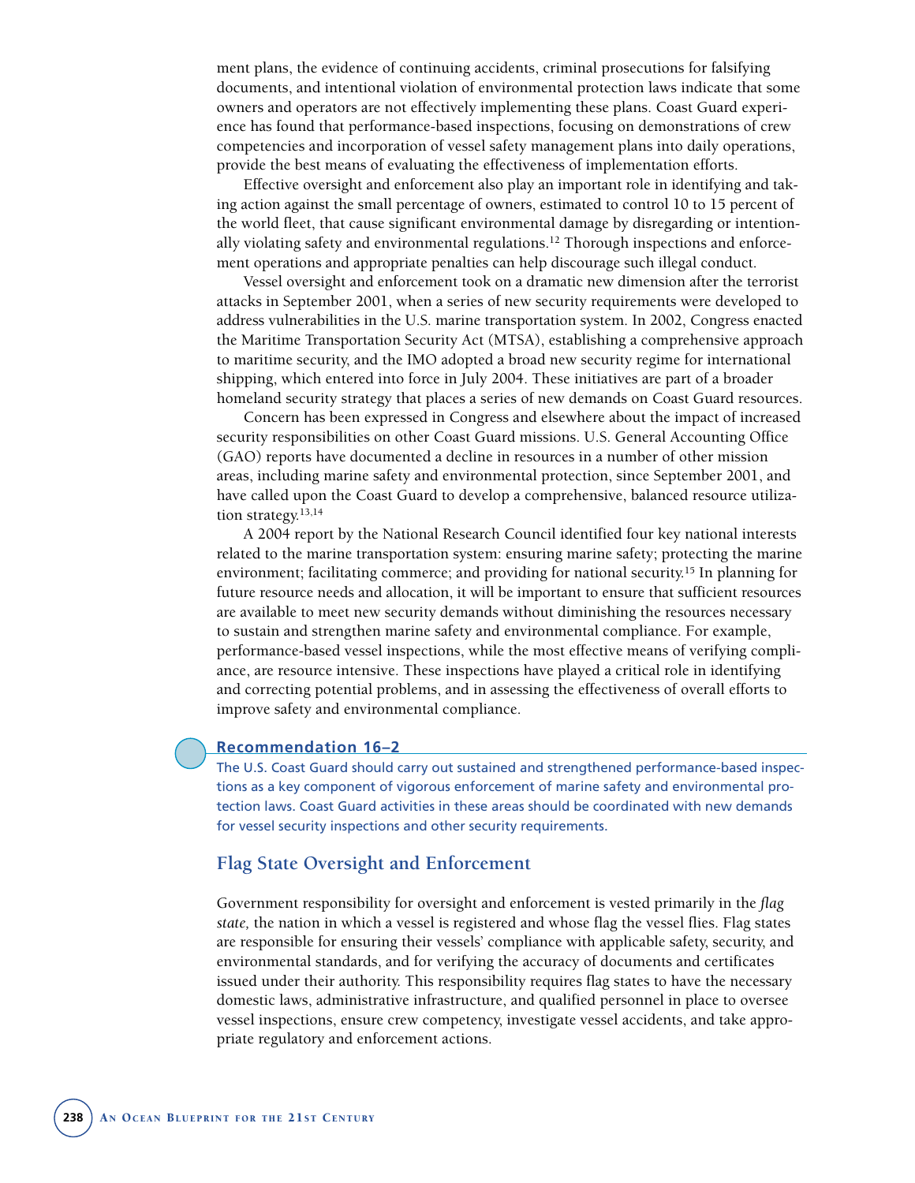ment plans, the evidence of continuing accidents, criminal prosecutions for falsifying documents, and intentional violation of environmental protection laws indicate that some owners and operators are not effectively implementing these plans. Coast Guard experience has found that performance-based inspections, focusing on demonstrations of crew competencies and incorporation of vessel safety management plans into daily operations, provide the best means of evaluating the effectiveness of implementation efforts.

Effective oversight and enforcement also play an important role in identifying and taking action against the small percentage of owners, estimated to control 10 to 15 percent of the world fleet, that cause significant environmental damage by disregarding or intentionally violating safety and environmental regulations.[12] Thorough inspections and enforcement operations and appropriate penalties can help discourage such illegal conduct.

Vessel oversight and enforcement took on a dramatic new dimension after the terrorist attacks in September 2001, when a series of new security requirements were developed to address vulnerabilities in the U.S. marine transportation system. In 2002, Congress enacted the Maritime Transportation Security Act (MTSA), establishing a comprehensive approach to maritime security, and the IMO adopted a broad new security regime for international shipping, which entered into force in July 2004. These initiatives are part of a broader homeland security strategy that places a series of new demands on Coast Guard resources.

Concern has been expressed in Congress and elsewhere about the impact of increased security responsibilities on other Coast Guard missions. U.S. General Accounting Office (GAO) reports have documented a decline in resources in a number of other mission areas, including marine safety and environmental protection, since September 2001, and have called upon the Coast Guard to develop a comprehensive, balanced resource utilization strategy.[13,14]

A 2004 report by the National Research Council identified four key national interests related to the marine transportation system: ensuring marine safety; protecting the marine environment; facilitating commerce; and providing for national security.[15] In planning for future resource needs and allocation, it will be important to ensure that sufficient resources are available to meet new security demands without diminishing the resources necessary to sustain and strengthen marine safety and environmental compliance. For example, performance-based vessel inspections, while the most effective means of verifying compliance, are resource intensive. These inspections have played a critical role in identifying and correcting potential problems, and in assessing the effectiveness of overall efforts to improve safety and environmental compliance.

### Recommendation 16–2

The U.S. Coast Guard should carry out sustained and strengthened performance-based inspections as a key component of vigorous enforcement of marine safety and environmental protection laws. Coast Guard activities in these areas should be coordinated with new demands for vessel security inspections and other security requirements.

## Flag State Oversight and Enforcement

Government responsibility for oversight and enforcement is vested primarily in the *flag state,* the nation in which a vessel is registered and whose flag the vessel flies. Flag states are responsible for ensuring their vessels' compliance with applicable safety, security, and environmental standards, and for verifying the accuracy of documents and certificates issued under their authority. This responsibility requires flag states to have the necessary domestic laws, administrative infrastructure, and qualified personnel in place to oversee vessel inspections, ensure crew competency, investigate vessel accidents, and take appropriate regulatory and enforcement actions.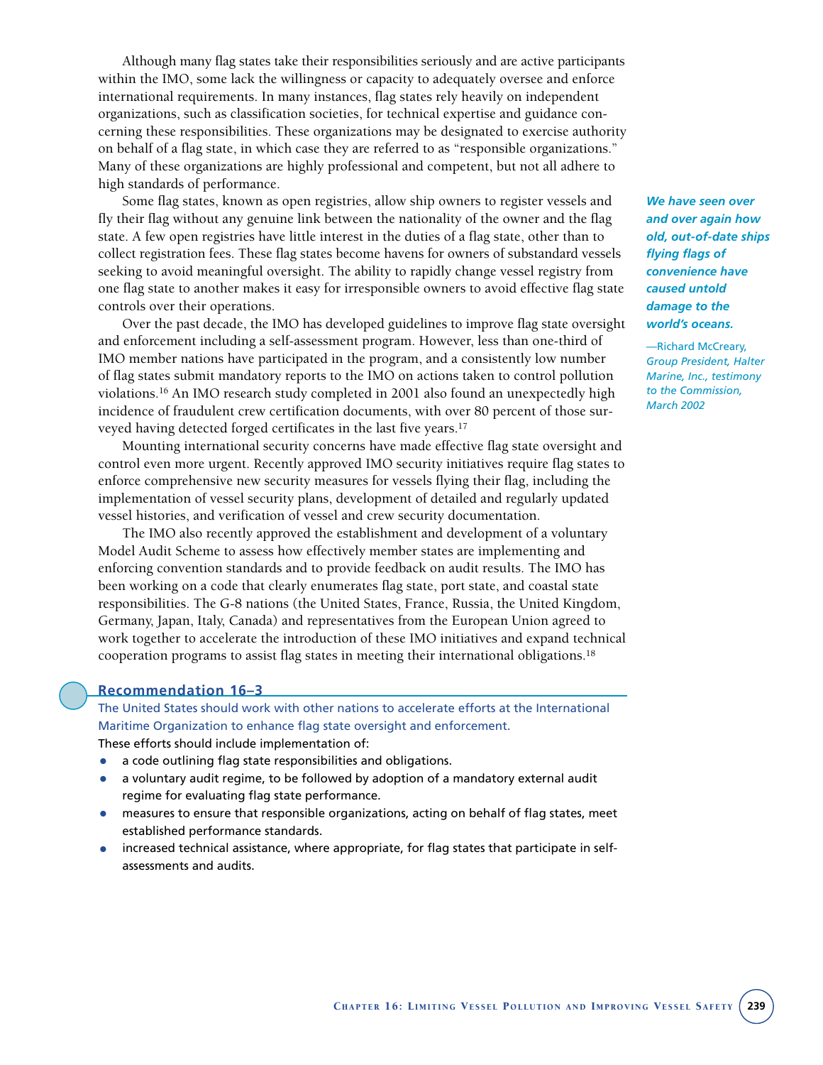Although many flag states take their responsibilities seriously and are active participants within the IMO, some lack the willingness or capacity to adequately oversee and enforce international requirements. In many instances, flag states rely heavily on independent organizations, such as classification societies, for technical expertise and guidance concerning these responsibilities. These organizations may be designated to exercise authority on behalf of a flag state, in which case they are referred to as "responsible organizations." Many of these organizations are highly professional and competent, but not all adhere to high standards of performance.

Some flag states, known as open registries, allow ship owners to register vessels and fly their flag without any genuine link between the nationality of the owner and the flag state. A few open registries have little interest in the duties of a flag state, other than to collect registration fees. These flag states become havens for owners of substandard vessels seeking to avoid meaningful oversight. The ability to rapidly change vessel registry from one flag state to another makes it easy for irresponsible owners to avoid effective flag state controls over their operations.

> ***We have seen over and over again how old, out-of-date ships flying flags of convenience have caused untold damage to the world's oceans.***
>
> *—Richard McCreary, Group President, Halter Marine, Inc., testimony to the Commission, March 2002*

Over the past decade, the IMO has developed guidelines to improve flag state oversight and enforcement including a self-assessment program. However, less than one-third of IMO member nations have participated in the program, and a consistently low number of flag states submit mandatory reports to the IMO on actions taken to control pollution violations.[16] An IMO research study completed in 2001 also found an unexpectedly high incidence of fraudulent crew certification documents, with over 80 percent of those surveyed having detected forged certificates in the last five years.[17]

Mounting international security concerns have made effective flag state oversight and control even more urgent. Recently approved IMO security initiatives require flag states to enforce comprehensive new security measures for vessels flying their flag, including the implementation of vessel security plans, development of detailed and regularly updated vessel histories, and verification of vessel and crew security documentation.

The IMO also recently approved the establishment and development of a voluntary Model Audit Scheme to assess how effectively member states are implementing and enforcing convention standards and to provide feedback on audit results. The IMO has been working on a code that clearly enumerates flag state, port state, and coastal state responsibilities. The G-8 nations (the United States, France, Russia, the United Kingdom, Germany, Japan, Italy, Canada) and representatives from the European Union agreed to work together to accelerate the introduction of these IMO initiatives and expand technical cooperation programs to assist flag states in meeting their international obligations.[18]

### Recommendation 16–3

The United States should work with other nations to accelerate efforts at the International Maritime Organization to enhance flag state oversight and enforcement.

These efforts should include implementation of:

- a code outlining flag state responsibilities and obligations.
- a voluntary audit regime, to be followed by adoption of a mandatory external audit regime for evaluating flag state performance.
- measures to ensure that responsible organizations, acting on behalf of flag states, meet established performance standards.
- increased technical assistance, where appropriate, for flag states that participate in self-assessments and audits.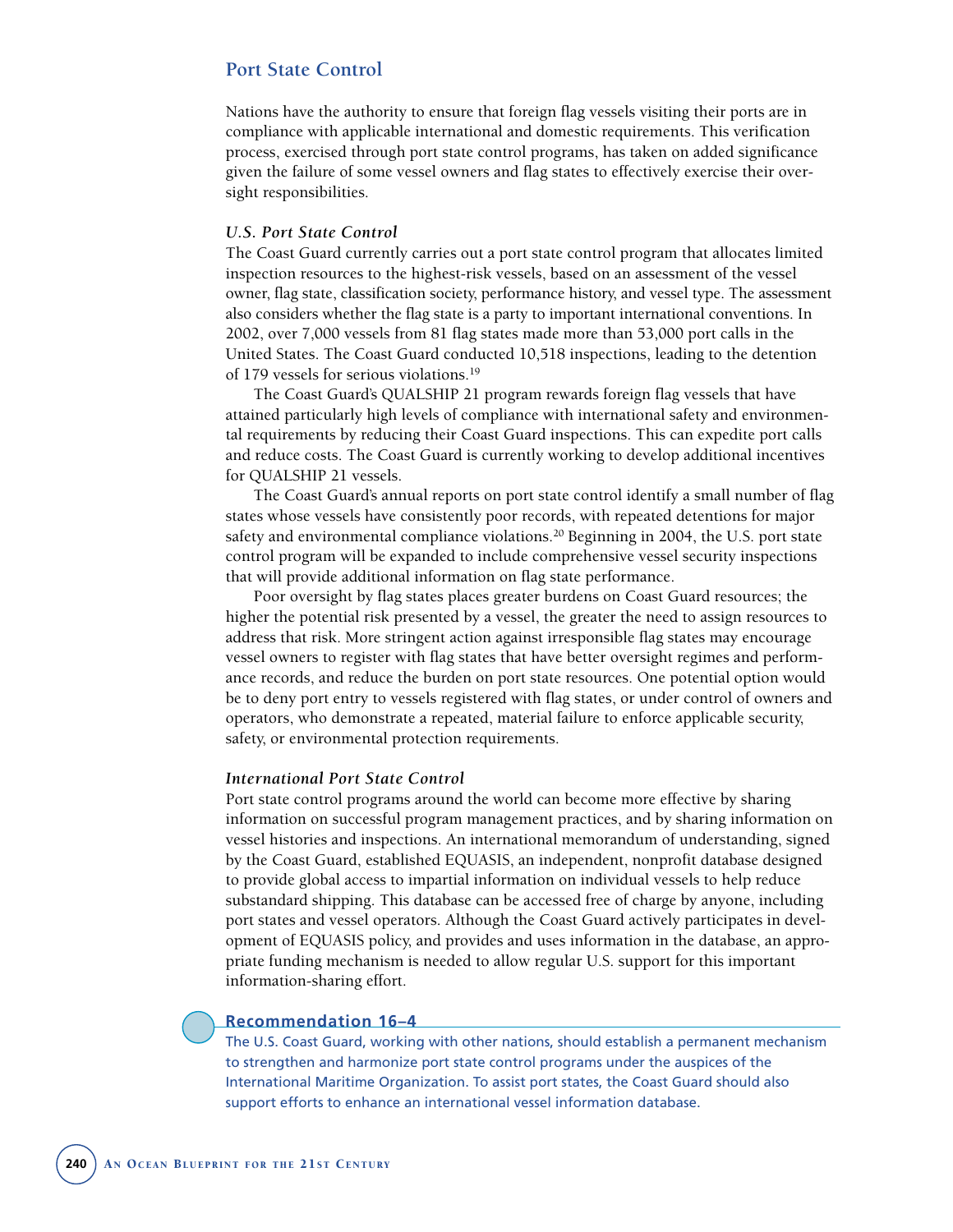## Port State Control

Nations have the authority to ensure that foreign flag vessels visiting their ports are in compliance with applicable international and domestic requirements. This verification process, exercised through port state control programs, has taken on added significance given the failure of some vessel owners and flag states to effectively exercise their oversight responsibilities.

### *U.S. Port State Control*

The Coast Guard currently carries out a port state control program that allocates limited inspection resources to the highest-risk vessels, based on an assessment of the vessel owner, flag state, classification society, performance history, and vessel type. The assessment also considers whether the flag state is a party to important international conventions. In 2002, over 7,000 vessels from 81 flag states made more than 53,000 port calls in the United States. The Coast Guard conducted 10,518 inspections, leading to the detention of 179 vessels for serious violations.[19]

The Coast Guard's QUALSHIP 21 program rewards foreign flag vessels that have attained particularly high levels of compliance with international safety and environmental requirements by reducing their Coast Guard inspections. This can expedite port calls and reduce costs. The Coast Guard is currently working to develop additional incentives for QUALSHIP 21 vessels.

The Coast Guard's annual reports on port state control identify a small number of flag states whose vessels have consistently poor records, with repeated detentions for major safety and environmental compliance violations.[20] Beginning in 2004, the U.S. port state control program will be expanded to include comprehensive vessel security inspections that will provide additional information on flag state performance.

Poor oversight by flag states places greater burdens on Coast Guard resources; the higher the potential risk presented by a vessel, the greater the need to assign resources to address that risk. More stringent action against irresponsible flag states may encourage vessel owners to register with flag states that have better oversight regimes and performance records, and reduce the burden on port state resources. One potential option would be to deny port entry to vessels registered with flag states, or under control of owners and operators, who demonstrate a repeated, material failure to enforce applicable security, safety, or environmental protection requirements.

### *International Port State Control*

Port state control programs around the world can become more effective by sharing information on successful program management practices, and by sharing information on vessel histories and inspections. An international memorandum of understanding, signed by the Coast Guard, established EQUASIS, an independent, nonprofit database designed to provide global access to impartial information on individual vessels to help reduce substandard shipping. This database can be accessed free of charge by anyone, including port states and vessel operators. Although the Coast Guard actively participates in development of EQUASIS policy, and provides and uses information in the database, an appropriate funding mechanism is needed to allow regular U.S. support for this important information-sharing effort.

**Recommendation 16–4**

The U.S. Coast Guard, working with other nations, should establish a permanent mechanism to strengthen and harmonize port state control programs under the auspices of the International Maritime Organization. To assist port states, the Coast Guard should also support efforts to enhance an international vessel information database.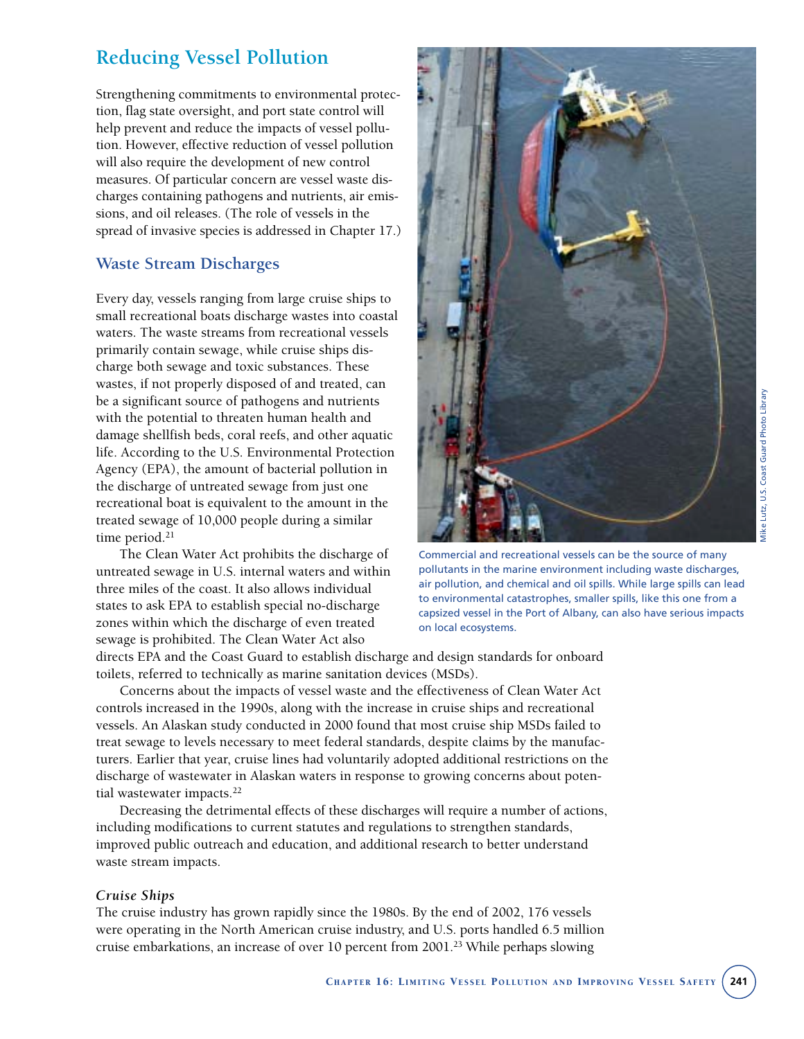## Reducing Vessel Pollution

Strengthening commitments to environmental protection, flag state oversight, and port state control will help prevent and reduce the impacts of vessel pollution. However, effective reduction of vessel pollution will also require the development of new control measures. Of particular concern are vessel waste discharges containing pathogens and nutrients, air emissions, and oil releases. (The role of vessels in the spread of invasive species is addressed in Chapter 17.)

### Waste Stream Discharges

Every day, vessels ranging from large cruise ships to small recreational boats discharge wastes into coastal waters. The waste streams from recreational vessels primarily contain sewage, while cruise ships discharge both sewage and toxic substances. These wastes, if not properly disposed of and treated, can be a significant source of pathogens and nutrients with the potential to threaten human health and damage shellfish beds, coral reefs, and other aquatic life. According to the U.S. Environmental Protection Agency (EPA), the amount of bacterial pollution in the discharge of untreated sewage from just one recreational boat is equivalent to the amount in the treated sewage of 10,000 people during a similar time period.[21]

The Clean Water Act prohibits the discharge of untreated sewage in U.S. internal waters and within three miles of the coast. It also allows individual states to ask EPA to establish special no-discharge zones within which the discharge of even treated sewage is prohibited. The Clean Water Act also directs EPA and the Coast Guard to establish discharge and design standards for onboard toilets, referred to technically as marine sanitation devices (MSDs).

Commercial and recreational vessels can be the source of many pollutants in the marine environment including waste discharges, air pollution, and chemical and oil spills. While large spills can lead to environmental catastrophes, smaller spills, like this one from a capsized vessel in the Port of Albany, can also have serious impacts on local ecosystems.

Mike Lutz, U.S. Coast Guard Photo Library

Concerns about the impacts of vessel waste and the effectiveness of Clean Water Act controls increased in the 1990s, along with the increase in cruise ships and recreational vessels. An Alaskan study conducted in 2000 found that most cruise ship MSDs failed to treat sewage to levels necessary to meet federal standards, despite claims by the manufacturers. Earlier that year, cruise lines had voluntarily adopted additional restrictions on the discharge of wastewater in Alaskan waters in response to growing concerns about potential wastewater impacts.[22]

Decreasing the detrimental effects of these discharges will require a number of actions, including modifications to current statutes and regulations to strengthen standards, improved public outreach and education, and additional research to better understand waste stream impacts.

#### *Cruise Ships*

The cruise industry has grown rapidly since the 1980s. By the end of 2002, 176 vessels were operating in the North American cruise industry, and U.S. ports handled 6.5 million cruise embarkations, an increase of over 10 percent from 2001.[23] While perhaps slowing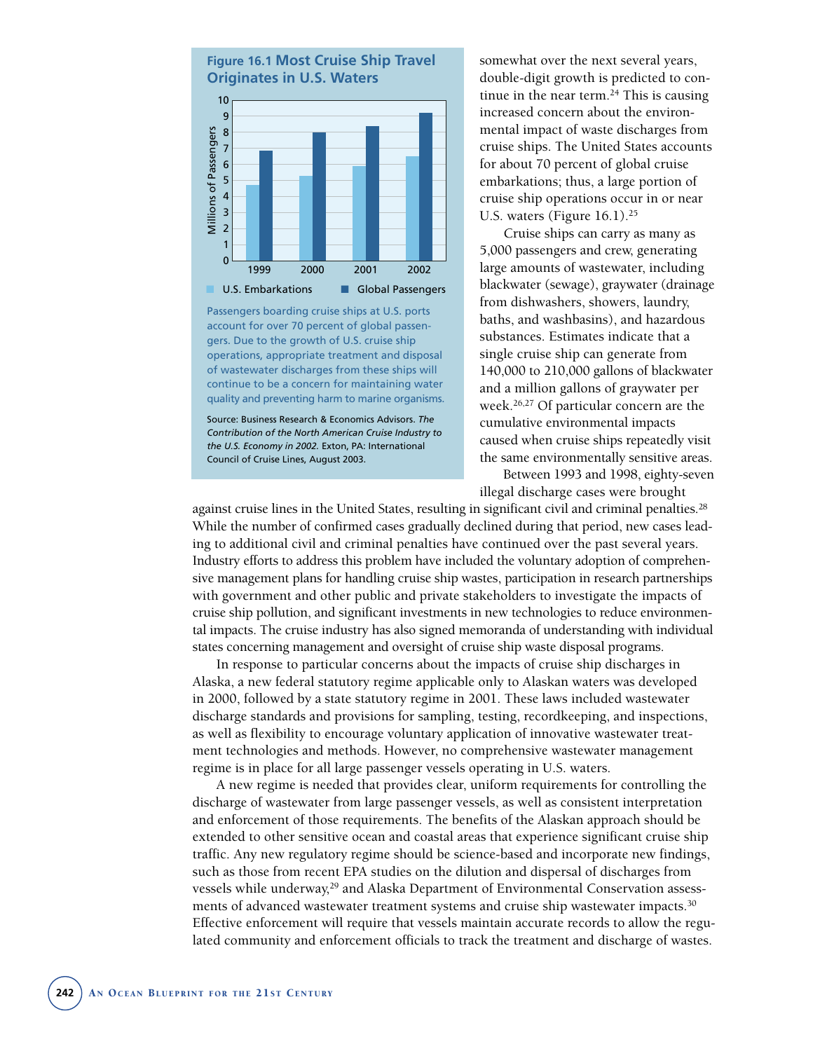**Figure 16.1 Most Cruise Ship Travel Originates in U.S. Waters**

| Year | U.S. Embarkations (millions) | Global Passengers (millions) |
|---|---|---|
| 1999 | 4.7 | 6.8 |
| 2000 | 5.3 | 8.0 |
| 2001 | 5.9 | 8.4 |
| 2002 | 6.5 | 9.2 |

Passengers boarding cruise ships at U.S. ports account for over 70 percent of global passengers. Due to the growth of U.S. cruise ship operations, appropriate treatment and disposal of wastewater discharges from these ships will continue to be a concern for maintaining water quality and preventing harm to marine organisms.

Source: Business Research & Economics Advisors. *The Contribution of the North American Cruise Industry to the U.S. Economy in 2002.* Exton, PA: International Council of Cruise Lines, August 2003.

somewhat over the next several years, double-digit growth is predicted to continue in the near term.[24] This is causing increased concern about the environmental impact of waste discharges from cruise ships. The United States accounts for about 70 percent of global cruise embarkations; thus, a large portion of cruise ship operations occur in or near U.S. waters (Figure 16.1).[25]

Cruise ships can carry as many as 5,000 passengers and crew, generating large amounts of wastewater, including blackwater (sewage), graywater (drainage from dishwashers, showers, laundry, baths, and washbasins), and hazardous substances. Estimates indicate that a single cruise ship can generate from 140,000 to 210,000 gallons of blackwater and a million gallons of graywater per week.[26,27] Of particular concern are the cumulative environmental impacts caused when cruise ships repeatedly visit the same environmentally sensitive areas.

Between 1993 and 1998, eighty-seven illegal discharge cases were brought against cruise lines in the United States, resulting in significant civil and criminal penalties.[28] While the number of confirmed cases gradually declined during that period, new cases leading to additional civil and criminal penalties have continued over the past several years. Industry efforts to address this problem have included the voluntary adoption of comprehensive management plans for handling cruise ship wastes, participation in research partnerships with government and other public and private stakeholders to investigate the impacts of cruise ship pollution, and significant investments in new technologies to reduce environmental impacts. The cruise industry has also signed memoranda of understanding with individual states concerning management and oversight of cruise ship waste disposal programs.

In response to particular concerns about the impacts of cruise ship discharges in Alaska, a new federal statutory regime applicable only to Alaskan waters was developed in 2000, followed by a state statutory regime in 2001. These laws included wastewater discharge standards and provisions for sampling, testing, recordkeeping, and inspections, as well as flexibility to encourage voluntary application of innovative wastewater treatment technologies and methods. However, no comprehensive wastewater management regime is in place for all large passenger vessels operating in U.S. waters.

A new regime is needed that provides clear, uniform requirements for controlling the discharge of wastewater from large passenger vessels, as well as consistent interpretation and enforcement of those requirements. The benefits of the Alaskan approach should be extended to other sensitive ocean and coastal areas that experience significant cruise ship traffic. Any new regulatory regime should be science-based and incorporate new findings, such as those from recent EPA studies on the dilution and dispersal of discharges from vessels while underway,[29] and Alaska Department of Environmental Conservation assessments of advanced wastewater treatment systems and cruise ship wastewater impacts.[30] Effective enforcement will require that vessels maintain accurate records to allow the regulated community and enforcement officials to track the treatment and discharge of wastes.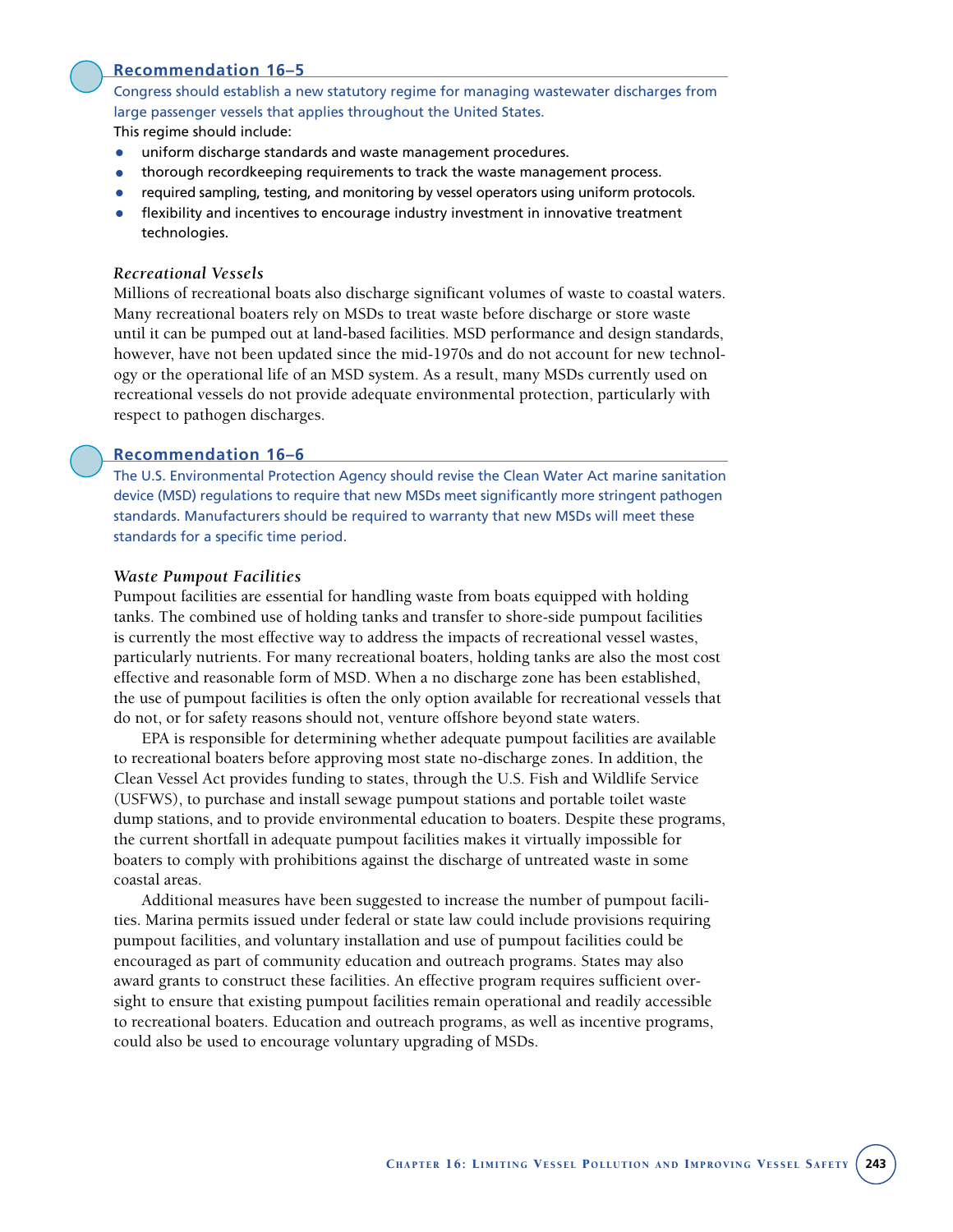### Recommendation 16–5

**Congress should establish a new statutory regime for managing wastewater discharges from large passenger vessels that applies throughout the United States.**

This regime should include:

- uniform discharge standards and waste management procedures.
- thorough recordkeeping requirements to track the waste management process.
- required sampling, testing, and monitoring by vessel operators using uniform protocols.
- flexibility and incentives to encourage industry investment in innovative treatment technologies.

#### *Recreational Vessels*

Millions of recreational boats also discharge significant volumes of waste to coastal waters. Many recreational boaters rely on MSDs to treat waste before discharge or store waste until it can be pumped out at land-based facilities. MSD performance and design standards, however, have not been updated since the mid-1970s and do not account for new technology or the operational life of an MSD system. As a result, many MSDs currently used on recreational vessels do not provide adequate environmental protection, particularly with respect to pathogen discharges.

### Recommendation 16–6

**The U.S. Environmental Protection Agency should revise the Clean Water Act marine sanitation device (MSD) regulations to require that new MSDs meet significantly more stringent pathogen standards. Manufacturers should be required to warranty that new MSDs will meet these standards for a specific time period.**

#### *Waste Pumpout Facilities*

Pumpout facilities are essential for handling waste from boats equipped with holding tanks. The combined use of holding tanks and transfer to shore-side pumpout facilities is currently the most effective way to address the impacts of recreational vessel wastes, particularly nutrients. For many recreational boaters, holding tanks are also the most cost effective and reasonable form of MSD. When a no discharge zone has been established, the use of pumpout facilities is often the only option available for recreational vessels that do not, or for safety reasons should not, venture offshore beyond state waters.

EPA is responsible for determining whether adequate pumpout facilities are available to recreational boaters before approving most state no-discharge zones. In addition, the Clean Vessel Act provides funding to states, through the U.S. Fish and Wildlife Service (USFWS), to purchase and install sewage pumpout stations and portable toilet waste dump stations, and to provide environmental education to boaters. Despite these programs, the current shortfall in adequate pumpout facilities makes it virtually impossible for boaters to comply with prohibitions against the discharge of untreated waste in some coastal areas.

Additional measures have been suggested to increase the number of pumpout facilities. Marina permits issued under federal or state law could include provisions requiring pumpout facilities, and voluntary installation and use of pumpout facilities could be encouraged as part of community education and outreach programs. States may also award grants to construct these facilities. An effective program requires sufficient oversight to ensure that existing pumpout facilities remain operational and readily accessible to recreational boaters. Education and outreach programs, as well as incentive programs, could also be used to encourage voluntary upgrading of MSDs.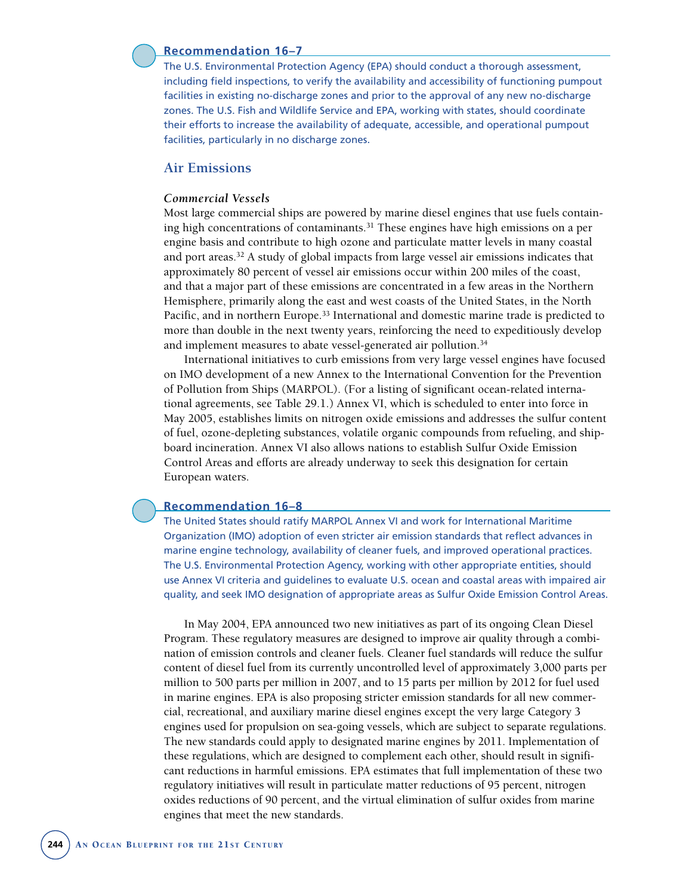### Recommendation 16–7

The U.S. Environmental Protection Agency (EPA) should conduct a thorough assessment, including field inspections, to verify the availability and accessibility of functioning pumpout facilities in existing no-discharge zones and prior to the approval of any new no-discharge zones. The U.S. Fish and Wildlife Service and EPA, working with states, should coordinate their efforts to increase the availability of adequate, accessible, and operational pumpout facilities, particularly in no discharge zones.

## Air Emissions

### *Commercial Vessels*

Most large commercial ships are powered by marine diesel engines that use fuels containing high concentrations of contaminants.[31] These engines have high emissions on a per engine basis and contribute to high ozone and particulate matter levels in many coastal and port areas.[32] A study of global impacts from large vessel air emissions indicates that approximately 80 percent of vessel air emissions occur within 200 miles of the coast, and that a major part of these emissions are concentrated in a few areas in the Northern Hemisphere, primarily along the east and west coasts of the United States, in the North Pacific, and in northern Europe.[33] International and domestic marine trade is predicted to more than double in the next twenty years, reinforcing the need to expeditiously develop and implement measures to abate vessel-generated air pollution.[34]

International initiatives to curb emissions from very large vessel engines have focused on IMO development of a new Annex to the International Convention for the Prevention of Pollution from Ships (MARPOL). (For a listing of significant ocean-related international agreements, see Table 29.1.) Annex VI, which is scheduled to enter into force in May 2005, establishes limits on nitrogen oxide emissions and addresses the sulfur content of fuel, ozone-depleting substances, volatile organic compounds from refueling, and shipboard incineration. Annex VI also allows nations to establish Sulfur Oxide Emission Control Areas and efforts are already underway to seek this designation for certain European waters.

### Recommendation 16–8

The United States should ratify MARPOL Annex VI and work for International Maritime Organization (IMO) adoption of even stricter air emission standards that reflect advances in marine engine technology, availability of cleaner fuels, and improved operational practices. The U.S. Environmental Protection Agency, working with other appropriate entities, should use Annex VI criteria and guidelines to evaluate U.S. ocean and coastal areas with impaired air quality, and seek IMO designation of appropriate areas as Sulfur Oxide Emission Control Areas.

In May 2004, EPA announced two new initiatives as part of its ongoing Clean Diesel Program. These regulatory measures are designed to improve air quality through a combination of emission controls and cleaner fuels. Cleaner fuel standards will reduce the sulfur content of diesel fuel from its currently uncontrolled level of approximately 3,000 parts per million to 500 parts per million in 2007, and to 15 parts per million by 2012 for fuel used in marine engines. EPA is also proposing stricter emission standards for all new commercial, recreational, and auxiliary marine diesel engines except the very large Category 3 engines used for propulsion on sea-going vessels, which are subject to separate regulations. The new standards could apply to designated marine engines by 2011. Implementation of these regulations, which are designed to complement each other, should result in significant reductions in harmful emissions. EPA estimates that full implementation of these two regulatory initiatives will result in particulate matter reductions of 95 percent, nitrogen oxides reductions of 90 percent, and the virtual elimination of sulfur oxides from marine engines that meet the new standards.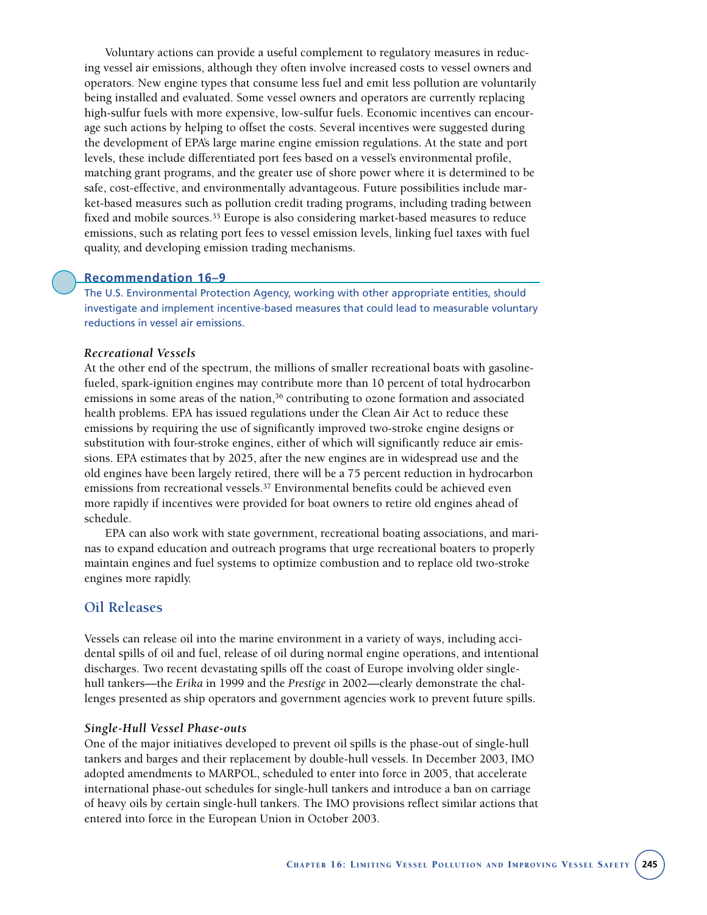Voluntary actions can provide a useful complement to regulatory measures in reducing vessel air emissions, although they often involve increased costs to vessel owners and operators. New engine types that consume less fuel and emit less pollution are voluntarily being installed and evaluated. Some vessel owners and operators are currently replacing high-sulfur fuels with more expensive, low-sulfur fuels. Economic incentives can encourage such actions by helping to offset the costs. Several incentives were suggested during the development of EPA's large marine engine emission regulations. At the state and port levels, these include differentiated port fees based on a vessel's environmental profile, matching grant programs, and the greater use of shore power where it is determined to be safe, cost-effective, and environmentally advantageous. Future possibilities include market-based measures such as pollution credit trading programs, including trading between fixed and mobile sources.[35] Europe is also considering market-based measures to reduce emissions, such as relating port fees to vessel emission levels, linking fuel taxes with fuel quality, and developing emission trading mechanisms.

**Recommendation 16–9**

The U.S. Environmental Protection Agency, working with other appropriate entities, should investigate and implement incentive-based measures that could lead to measurable voluntary reductions in vessel air emissions.

#### *Recreational Vessels*

At the other end of the spectrum, the millions of smaller recreational boats with gasoline-fueled, spark-ignition engines may contribute more than 10 percent of total hydrocarbon emissions in some areas of the nation,[36] contributing to ozone formation and associated health problems. EPA has issued regulations under the Clean Air Act to reduce these emissions by requiring the use of significantly improved two-stroke engine designs or substitution with four-stroke engines, either of which will significantly reduce air emissions. EPA estimates that by 2025, after the new engines are in widespread use and the old engines have been largely retired, there will be a 75 percent reduction in hydrocarbon emissions from recreational vessels.[37] Environmental benefits could be achieved even more rapidly if incentives were provided for boat owners to retire old engines ahead of schedule.

EPA can also work with state government, recreational boating associations, and marinas to expand education and outreach programs that urge recreational boaters to properly maintain engines and fuel systems to optimize combustion and to replace old two-stroke engines more rapidly.

## Oil Releases

Vessels can release oil into the marine environment in a variety of ways, including accidental spills of oil and fuel, release of oil during normal engine operations, and intentional discharges. Two recent devastating spills off the coast of Europe involving older single-hull tankers—the *Erika* in 1999 and the *Prestige* in 2002—clearly demonstrate the challenges presented as ship operators and government agencies work to prevent future spills.

#### *Single-Hull Vessel Phase-outs*

One of the major initiatives developed to prevent oil spills is the phase-out of single-hull tankers and barges and their replacement by double-hull vessels. In December 2003, IMO adopted amendments to MARPOL, scheduled to enter into force in 2005, that accelerate international phase-out schedules for single-hull tankers and introduce a ban on carriage of heavy oils by certain single-hull tankers. The IMO provisions reflect similar actions that entered into force in the European Union in October 2003.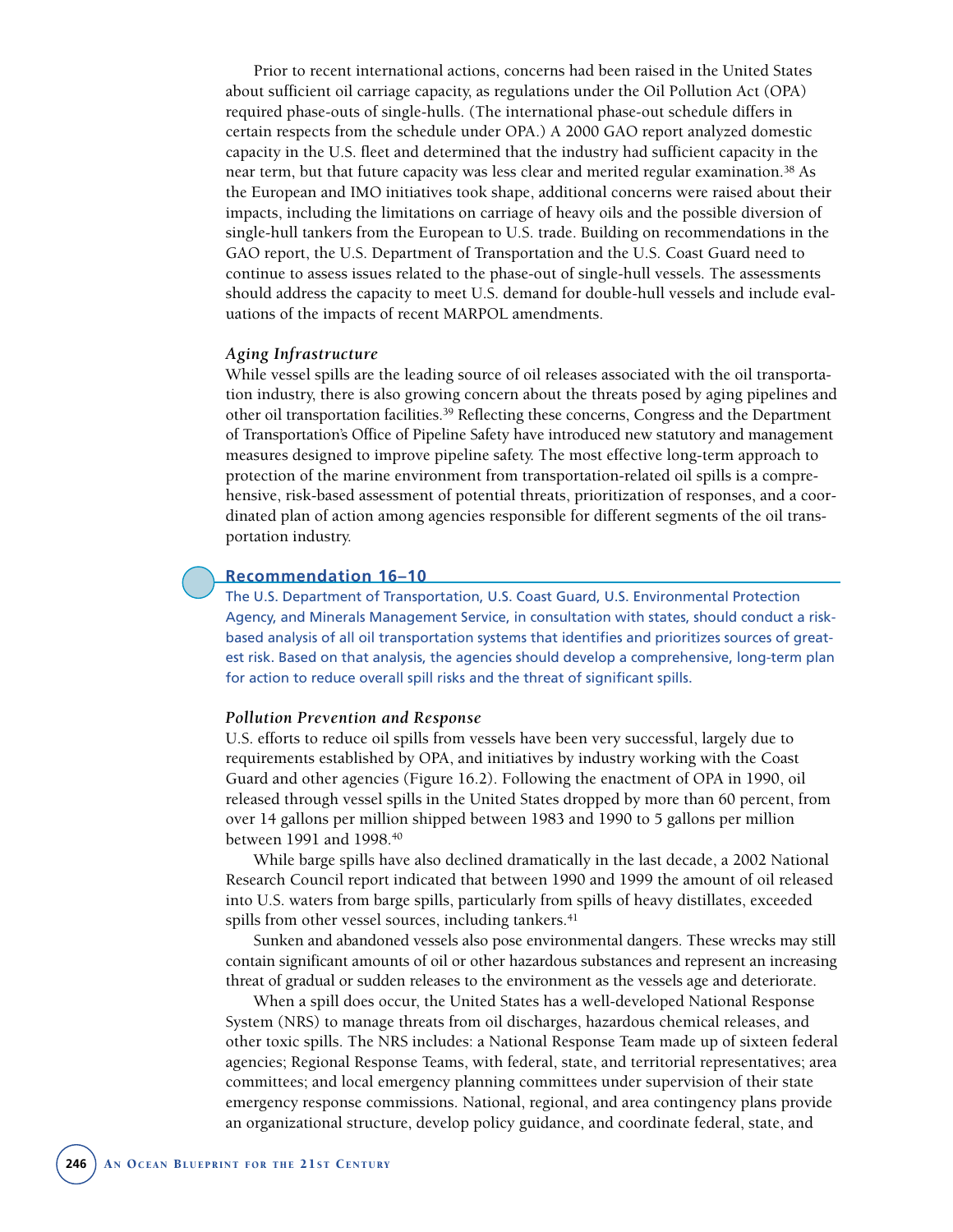Prior to recent international actions, concerns had been raised in the United States about sufficient oil carriage capacity, as regulations under the Oil Pollution Act (OPA) required phase-outs of single-hulls. (The international phase-out schedule differs in certain respects from the schedule under OPA.) A 2000 GAO report analyzed domestic capacity in the U.S. fleet and determined that the industry had sufficient capacity in the near term, but that future capacity was less clear and merited regular examination.[38] As the European and IMO initiatives took shape, additional concerns were raised about their impacts, including the limitations on carriage of heavy oils and the possible diversion of single-hull tankers from the European to U.S. trade. Building on recommendations in the GAO report, the U.S. Department of Transportation and the U.S. Coast Guard need to continue to assess issues related to the phase-out of single-hull vessels. The assessments should address the capacity to meet U.S. demand for double-hull vessels and include evaluations of the impacts of recent MARPOL amendments.

### *Aging Infrastructure*

While vessel spills are the leading source of oil releases associated with the oil transportation industry, there is also growing concern about the threats posed by aging pipelines and other oil transportation facilities.[39] Reflecting these concerns, Congress and the Department of Transportation's Office of Pipeline Safety have introduced new statutory and management measures designed to improve pipeline safety. The most effective long-term approach to protection of the marine environment from transportation-related oil spills is a comprehensive, risk-based assessment of potential threats, prioritization of responses, and a coordinated plan of action among agencies responsible for different segments of the oil transportation industry.

**Recommendation 16–10**

The U.S. Department of Transportation, U.S. Coast Guard, U.S. Environmental Protection Agency, and Minerals Management Service, in consultation with states, should conduct a risk-based analysis of all oil transportation systems that identifies and prioritizes sources of greatest risk. Based on that analysis, the agencies should develop a comprehensive, long-term plan for action to reduce overall spill risks and the threat of significant spills.

### *Pollution Prevention and Response*

U.S. efforts to reduce oil spills from vessels have been very successful, largely due to requirements established by OPA, and initiatives by industry working with the Coast Guard and other agencies (Figure 16.2). Following the enactment of OPA in 1990, oil released through vessel spills in the United States dropped by more than 60 percent, from over 14 gallons per million shipped between 1983 and 1990 to 5 gallons per million between 1991 and 1998.[40]

While barge spills have also declined dramatically in the last decade, a 2002 National Research Council report indicated that between 1990 and 1999 the amount of oil released into U.S. waters from barge spills, particularly from spills of heavy distillates, exceeded spills from other vessel sources, including tankers.[41]

Sunken and abandoned vessels also pose environmental dangers. These wrecks may still contain significant amounts of oil or other hazardous substances and represent an increasing threat of gradual or sudden releases to the environment as the vessels age and deteriorate.

When a spill does occur, the United States has a well-developed National Response System (NRS) to manage threats from oil discharges, hazardous chemical releases, and other toxic spills. The NRS includes: a National Response Team made up of sixteen federal agencies; Regional Response Teams, with federal, state, and territorial representatives; area committees; and local emergency planning committees under supervision of their state emergency response commissions. National, regional, and area contingency plans provide an organizational structure, develop policy guidance, and coordinate federal, state, and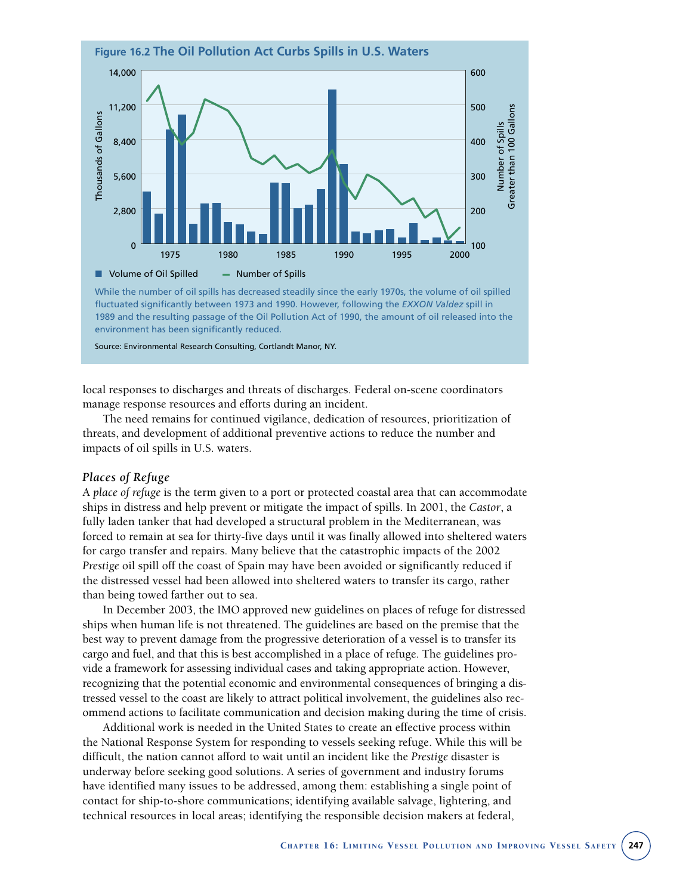**Figure 16.2 The Oil Pollution Act Curbs Spills in U.S. Waters**

While the number of oil spills has decreased steadily since the early 1970s, the volume of oil spilled fluctuated significantly between 1973 and 1990. However, following the *EXXON Valdez* spill in 1989 and the resulting passage of the Oil Pollution Act of 1990, the amount of oil released into the environment has been significantly reduced.

Source: Environmental Research Consulting, Cortlandt Manor, NY.

local responses to discharges and threats of discharges. Federal on-scene coordinators manage response resources and efforts during an incident.

The need remains for continued vigilance, dedication of resources, prioritization of threats, and development of additional preventive actions to reduce the number and impacts of oil spills in U.S. waters.

### *Places of Refuge*

A *place of refuge* is the term given to a port or protected coastal area that can accommodate ships in distress and help prevent or mitigate the impact of spills. In 2001, the *Castor*, a fully laden tanker that had developed a structural problem in the Mediterranean, was forced to remain at sea for thirty-five days until it was finally allowed into sheltered waters for cargo transfer and repairs. Many believe that the catastrophic impacts of the 2002 *Prestige* oil spill off the coast of Spain may have been avoided or significantly reduced if the distressed vessel had been allowed into sheltered waters to transfer its cargo, rather than being towed farther out to sea.

In December 2003, the IMO approved new guidelines on places of refuge for distressed ships when human life is not threatened. The guidelines are based on the premise that the best way to prevent damage from the progressive deterioration of a vessel is to transfer its cargo and fuel, and that this is best accomplished in a place of refuge. The guidelines provide a framework for assessing individual cases and taking appropriate action. However, recognizing that the potential economic and environmental consequences of bringing a distressed vessel to the coast are likely to attract political involvement, the guidelines also recommend actions to facilitate communication and decision making during the time of crisis.

Additional work is needed in the United States to create an effective process within the National Response System for responding to vessels seeking refuge. While this will be difficult, the nation cannot afford to wait until an incident like the *Prestige* disaster is underway before seeking good solutions. A series of government and industry forums have identified many issues to be addressed, among them: establishing a single point of contact for ship-to-shore communications; identifying available salvage, lightering, and technical resources in local areas; identifying the responsible decision makers at federal,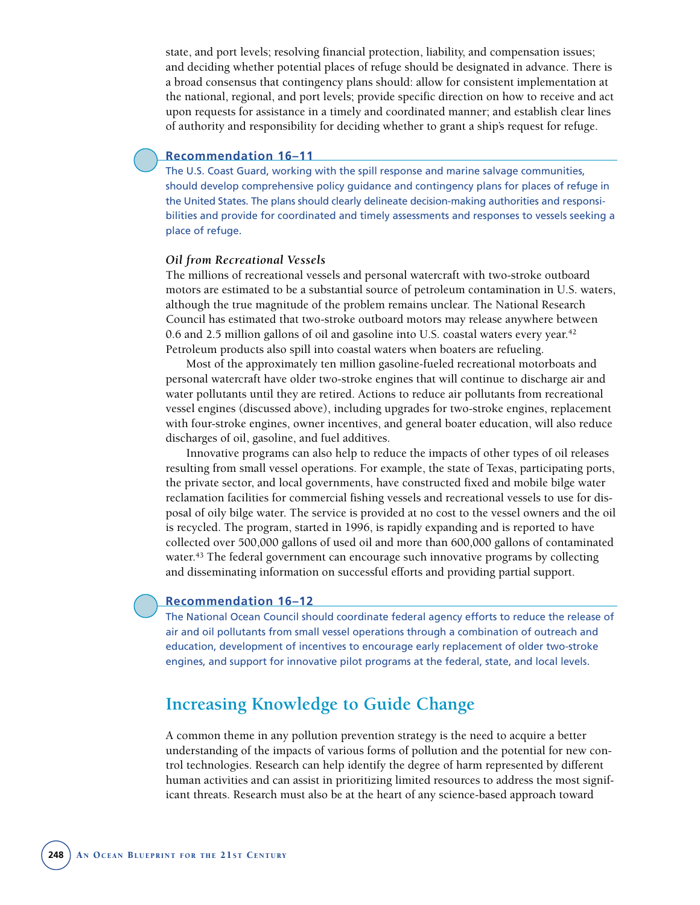state, and port levels; resolving financial protection, liability, and compensation issues; and deciding whether potential places of refuge should be designated in advance. There is a broad consensus that contingency plans should: allow for consistent implementation at the national, regional, and port levels; provide specific direction on how to receive and act upon requests for assistance in a timely and coordinated manner; and establish clear lines of authority and responsibility for deciding whether to grant a ship's request for refuge.

**Recommendation 16–11**

The U.S. Coast Guard, working with the spill response and marine salvage communities, should develop comprehensive policy guidance and contingency plans for places of refuge in the United States. The plans should clearly delineate decision-making authorities and responsibilities and provide for coordinated and timely assessments and responses to vessels seeking a place of refuge.

### *Oil from Recreational Vessels*

The millions of recreational vessels and personal watercraft with two-stroke outboard motors are estimated to be a substantial source of petroleum contamination in U.S. waters, although the true magnitude of the problem remains unclear. The National Research Council has estimated that two-stroke outboard motors may release anywhere between 0.6 and 2.5 million gallons of oil and gasoline into U.S. coastal waters every year.[42] Petroleum products also spill into coastal waters when boaters are refueling.

Most of the approximately ten million gasoline-fueled recreational motorboats and personal watercraft have older two-stroke engines that will continue to discharge air and water pollutants until they are retired. Actions to reduce air pollutants from recreational vessel engines (discussed above), including upgrades for two-stroke engines, replacement with four-stroke engines, owner incentives, and general boater education, will also reduce discharges of oil, gasoline, and fuel additives.

Innovative programs can also help to reduce the impacts of other types of oil releases resulting from small vessel operations. For example, the state of Texas, participating ports, the private sector, and local governments, have constructed fixed and mobile bilge water reclamation facilities for commercial fishing vessels and recreational vessels to use for disposal of oily bilge water. The service is provided at no cost to the vessel owners and the oil is recycled. The program, started in 1996, is rapidly expanding and is reported to have collected over 500,000 gallons of used oil and more than 600,000 gallons of contaminated water.[43] The federal government can encourage such innovative programs by collecting and disseminating information on successful efforts and providing partial support.

**Recommendation 16–12**

The National Ocean Council should coordinate federal agency efforts to reduce the release of air and oil pollutants from small vessel operations through a combination of outreach and education, development of incentives to encourage early replacement of older two-stroke engines, and support for innovative pilot programs at the federal, state, and local levels.

## Increasing Knowledge to Guide Change

A common theme in any pollution prevention strategy is the need to acquire a better understanding of the impacts of various forms of pollution and the potential for new control technologies. Research can help identify the degree of harm represented by different human activities and can assist in prioritizing limited resources to address the most significant threats. Research must also be at the heart of any science-based approach toward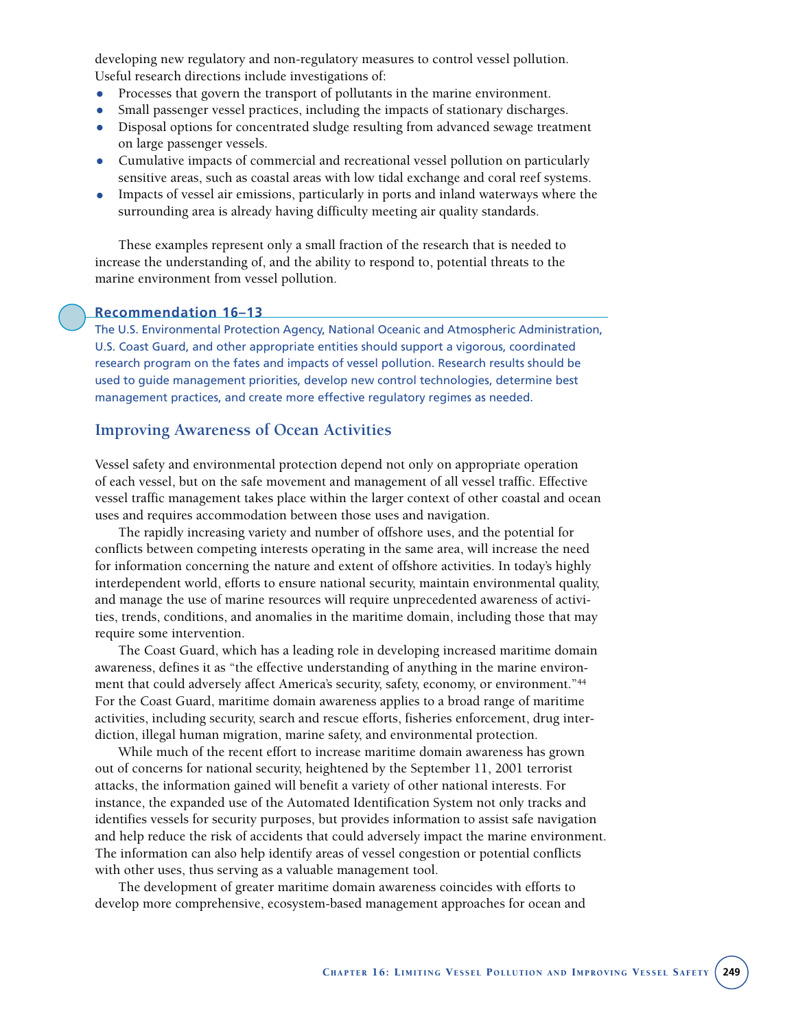developing new regulatory and non-regulatory measures to control vessel pollution. Useful research directions include investigations of:

- Processes that govern the transport of pollutants in the marine environment.
- Small passenger vessel practices, including the impacts of stationary discharges.
- Disposal options for concentrated sludge resulting from advanced sewage treatment on large passenger vessels.
- Cumulative impacts of commercial and recreational vessel pollution on particularly sensitive areas, such as coastal areas with low tidal exchange and coral reef systems.
- Impacts of vessel air emissions, particularly in ports and inland waterways where the surrounding area is already having difficulty meeting air quality standards.

These examples represent only a small fraction of the research that is needed to increase the understanding of, and the ability to respond to, potential threats to the marine environment from vessel pollution.

**Recommendation 16–13**

The U.S. Environmental Protection Agency, National Oceanic and Atmospheric Administration, U.S. Coast Guard, and other appropriate entities should support a vigorous, coordinated research program on the fates and impacts of vessel pollution. Research results should be used to guide management priorities, develop new control technologies, determine best management practices, and create more effective regulatory regimes as needed.

## Improving Awareness of Ocean Activities

Vessel safety and environmental protection depend not only on appropriate operation of each vessel, but on the safe movement and management of all vessel traffic. Effective vessel traffic management takes place within the larger context of other coastal and ocean uses and requires accommodation between those uses and navigation.

The rapidly increasing variety and number of offshore uses, and the potential for conflicts between competing interests operating in the same area, will increase the need for information concerning the nature and extent of offshore activities. In today's highly interdependent world, efforts to ensure national security, maintain environmental quality, and manage the use of marine resources will require unprecedented awareness of activities, trends, conditions, and anomalies in the maritime domain, including those that may require some intervention.

The Coast Guard, which has a leading role in developing increased maritime domain awareness, defines it as "the effective understanding of anything in the marine environment that could adversely affect America's security, safety, economy, or environment."[44] For the Coast Guard, maritime domain awareness applies to a broad range of maritime activities, including security, search and rescue efforts, fisheries enforcement, drug interdiction, illegal human migration, marine safety, and environmental protection.

While much of the recent effort to increase maritime domain awareness has grown out of concerns for national security, heightened by the September 11, 2001 terrorist attacks, the information gained will benefit a variety of other national interests. For instance, the expanded use of the Automated Identification System not only tracks and identifies vessels for security purposes, but provides information to assist safe navigation and help reduce the risk of accidents that could adversely impact the marine environment. The information can also help identify areas of vessel congestion or potential conflicts with other uses, thus serving as a valuable management tool.

The development of greater maritime domain awareness coincides with efforts to develop more comprehensive, ecosystem-based management approaches for ocean and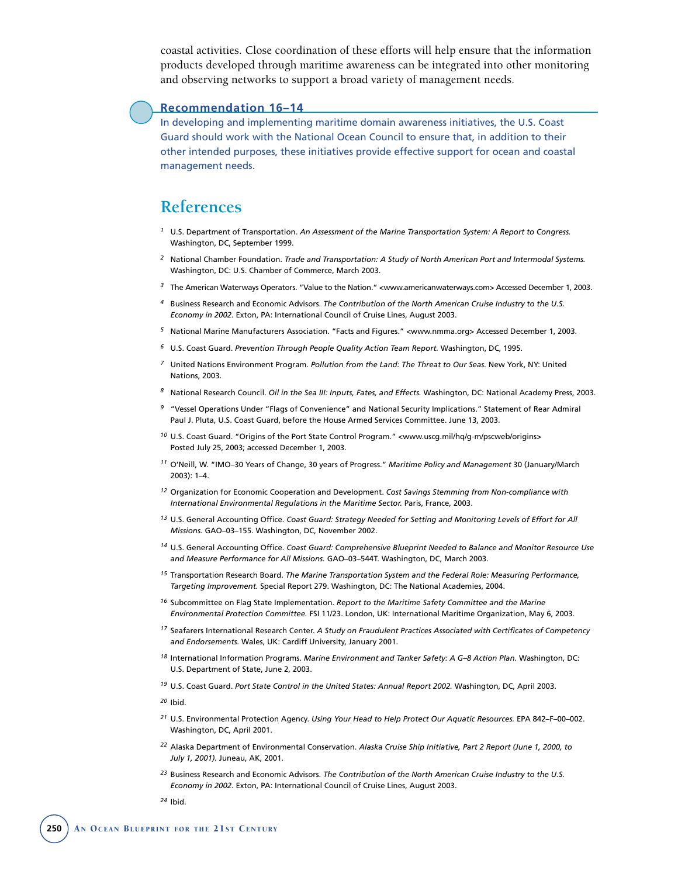coastal activities. Close coordination of these efforts will help ensure that the information products developed through maritime awareness can be integrated into other monitoring and observing networks to support a broad variety of management needs.

**Recommendation 16–14**

In developing and implementing maritime domain awareness initiatives, the U.S. Coast Guard should work with the National Ocean Council to ensure that, in addition to their other intended purposes, these initiatives provide effective support for ocean and coastal management needs.

## References

[1] U.S. Department of Transportation. *An Assessment of the Marine Transportation System: A Report to Congress.* Washington, DC, September 1999.

[2] National Chamber Foundation. *Trade and Transportation: A Study of North American Port and Intermodal Systems.* Washington, DC: U.S. Chamber of Commerce, March 2003.

[3] The American Waterways Operators. "Value to the Nation." <www.americanwaterways.com> Accessed December 1, 2003.

[4] Business Research and Economic Advisors. *The Contribution of the North American Cruise Industry to the U.S. Economy in 2002.* Exton, PA: International Council of Cruise Lines, August 2003.

[5] National Marine Manufacturers Association. "Facts and Figures." <www.nmma.org> Accessed December 1, 2003.

[6] U.S. Coast Guard. *Prevention Through People Quality Action Team Report.* Washington, DC, 1995.

[7] United Nations Environment Program. *Pollution from the Land: The Threat to Our Seas.* New York, NY: United Nations, 2003.

[8] National Research Council. *Oil in the Sea III: Inputs, Fates, and Effects.* Washington, DC: National Academy Press, 2003.

[9] "Vessel Operations Under "Flags of Convenience" and National Security Implications." Statement of Rear Admiral Paul J. Pluta, U.S. Coast Guard, before the House Armed Services Committee. June 13, 2003.

[10] U.S. Coast Guard. "Origins of the Port State Control Program." <www.uscg.mil/hq/g-m/pscweb/origins> Posted July 25, 2003; accessed December 1, 2003.

[11] O'Neill, W. "IMO–30 Years of Change, 30 years of Progress." *Maritime Policy and Management* 30 (January/March 2003): 1–4.

[12] Organization for Economic Cooperation and Development. *Cost Savings Stemming from Non-compliance with International Environmental Regulations in the Maritime Sector.* Paris, France, 2003.

[13] U.S. General Accounting Office. *Coast Guard: Strategy Needed for Setting and Monitoring Levels of Effort for All Missions.* GAO–03–155. Washington, DC, November 2002.

[14] U.S. General Accounting Office. *Coast Guard: Comprehensive Blueprint Needed to Balance and Monitor Resource Use and Measure Performance for All Missions.* GAO–03–544T. Washington, DC, March 2003.

[15] Transportation Research Board. *The Marine Transportation System and the Federal Role: Measuring Performance, Targeting Improvement.* Special Report 279. Washington, DC: The National Academies, 2004.

[16] Subcommittee on Flag State Implementation. *Report to the Maritime Safety Committee and the Marine Environmental Protection Committee.* FSI 11/23. London, UK: International Maritime Organization, May 6, 2003.

[17] Seafarers International Research Center. *A Study on Fraudulent Practices Associated with Certificates of Competency and Endorsements.* Wales, UK: Cardiff University, January 2001.

[18] International Information Programs. *Marine Environment and Tanker Safety: A G–8 Action Plan.* Washington, DC: U.S. Department of State, June 2, 2003.

[19] U.S. Coast Guard. *Port State Control in the United States: Annual Report 2002.* Washington, DC, April 2003.

[20] Ibid.

[21] U.S. Environmental Protection Agency. *Using Your Head to Help Protect Our Aquatic Resources.* EPA 842–F–00–002. Washington, DC, April 2001.

[22] Alaska Department of Environmental Conservation. *Alaska Cruise Ship Initiative, Part 2 Report (June 1, 2000, to July 1, 2001).* Juneau, AK, 2001.

[23] Business Research and Economic Advisors. *The Contribution of the North American Cruise Industry to the U.S. Economy in 2002.* Exton, PA: International Council of Cruise Lines, August 2003.

[24] Ibid.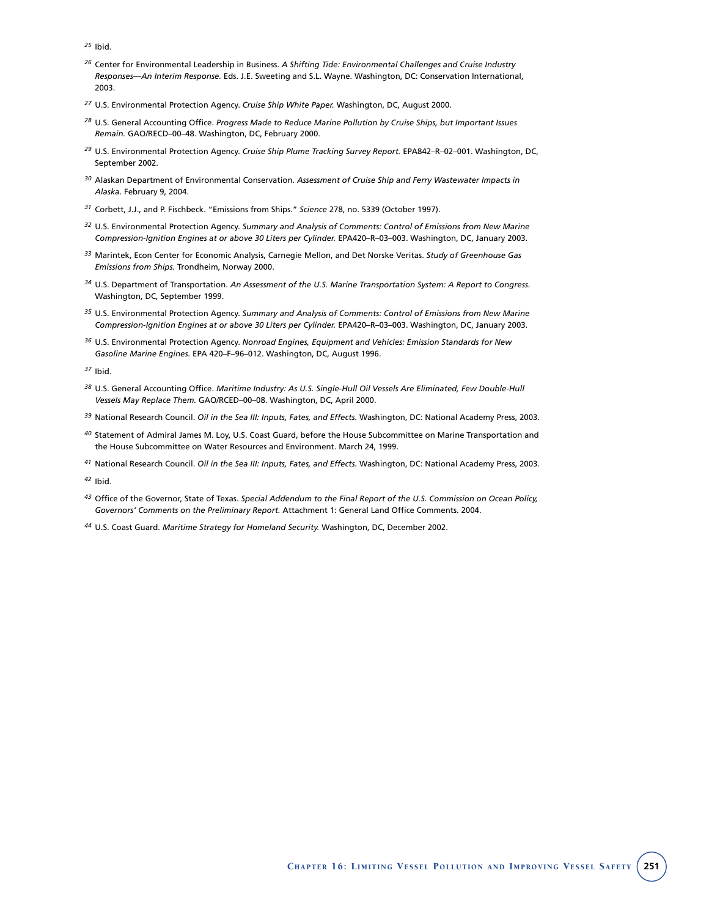[25] Ibid.

[26] Center for Environmental Leadership in Business. *A Shifting Tide: Environmental Challenges and Cruise Industry Responses—An Interim Response.* Eds. J.E. Sweeting and S.L. Wayne. Washington, DC: Conservation International, 2003.

[27] U.S. Environmental Protection Agency. *Cruise Ship White Paper.* Washington, DC, August 2000.

[28] U.S. General Accounting Office. *Progress Made to Reduce Marine Pollution by Cruise Ships, but Important Issues Remain.* GAO/RECD–00–48. Washington, DC, February 2000.

[29] U.S. Environmental Protection Agency. *Cruise Ship Plume Tracking Survey Report.* EPA842–R–02–001. Washington, DC, September 2002.

[30] Alaskan Department of Environmental Conservation. *Assessment of Cruise Ship and Ferry Wastewater Impacts in Alaska.* February 9, 2004.

[31] Corbett, J.J., and P. Fischbeck. "Emissions from Ships." *Science* 278, no. 5339 (October 1997).

[32] U.S. Environmental Protection Agency. *Summary and Analysis of Comments: Control of Emissions from New Marine Compression-Ignition Engines at or above 30 Liters per Cylinder.* EPA420–R–03–003. Washington, DC, January 2003.

[33] Marintek, Econ Center for Economic Analysis, Carnegie Mellon, and Det Norske Veritas. *Study of Greenhouse Gas Emissions from Ships.* Trondheim, Norway 2000.

[34] U.S. Department of Transportation. *An Assessment of the U.S. Marine Transportation System: A Report to Congress.* Washington, DC, September 1999.

[35] U.S. Environmental Protection Agency. *Summary and Analysis of Comments: Control of Emissions from New Marine Compression-Ignition Engines at or above 30 Liters per Cylinder.* EPA420–R–03–003. Washington, DC, January 2003.

[36] U.S. Environmental Protection Agency. *Nonroad Engines, Equipment and Vehicles: Emission Standards for New Gasoline Marine Engines.* EPA 420–F–96–012. Washington, DC, August 1996.

[37] Ibid.

[38] U.S. General Accounting Office. *Maritime Industry: As U.S. Single-Hull Oil Vessels Are Eliminated, Few Double-Hull Vessels May Replace Them.* GAO/RCED–00–08. Washington, DC, April 2000.

[39] National Research Council. *Oil in the Sea III: Inputs, Fates, and Effects.* Washington, DC: National Academy Press, 2003.

[40] Statement of Admiral James M. Loy, U.S. Coast Guard, before the House Subcommittee on Marine Transportation and the House Subcommittee on Water Resources and Environment. March 24, 1999.

[41] National Research Council. *Oil in the Sea III: Inputs, Fates, and Effects.* Washington, DC: National Academy Press, 2003.

[42] Ibid.

[43] Office of the Governor, State of Texas. *Special Addendum to the Final Report of the U.S. Commission on Ocean Policy, Governors' Comments on the Preliminary Report.* Attachment 1: General Land Office Comments. 2004.

[44] U.S. Coast Guard. *Maritime Strategy for Homeland Security.* Washington, DC, December 2002.